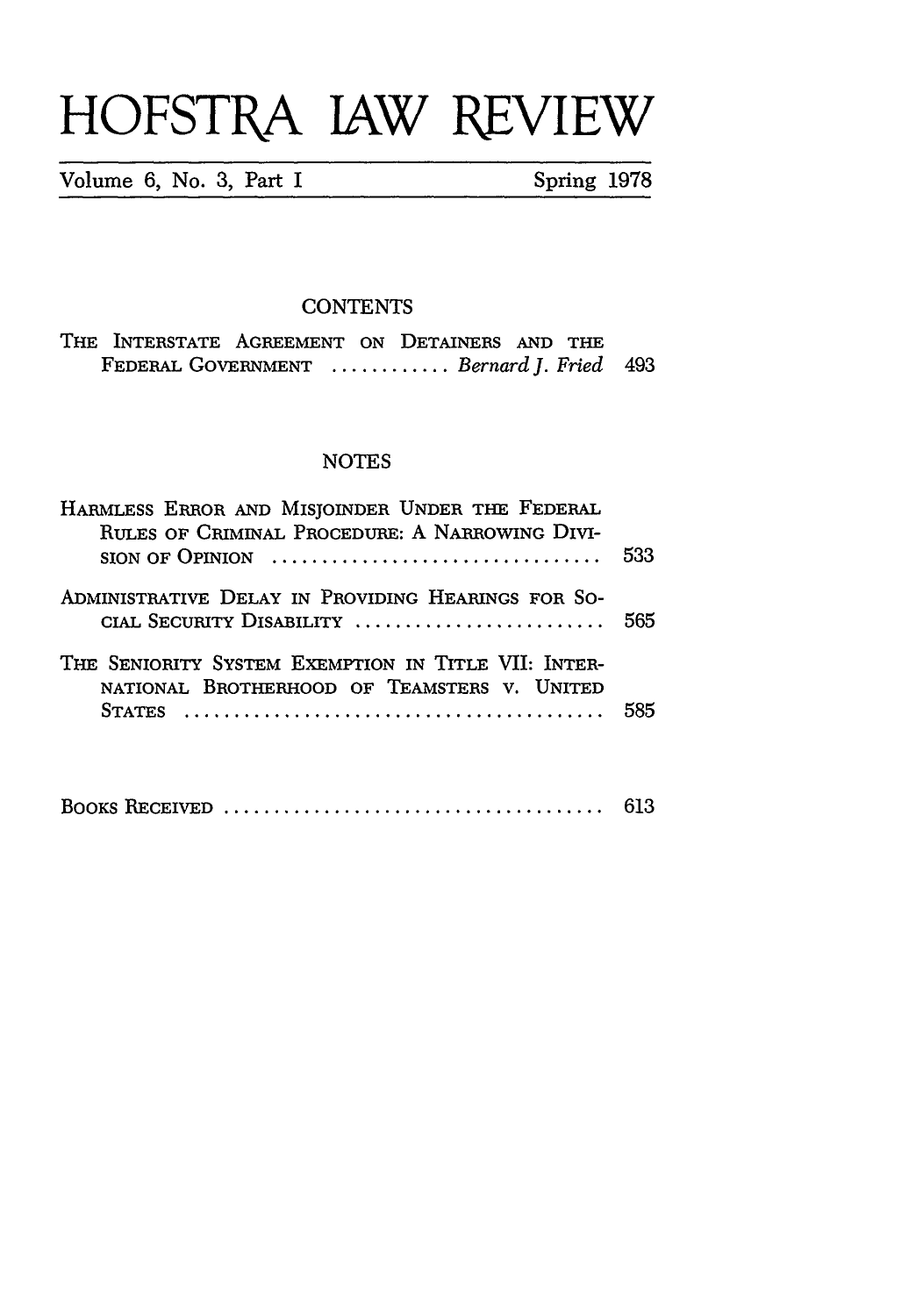# HOFSTRA LAW REVIEW

Volume 6, No. 3, Part I — Spring 1978

## CONTENTS

THE INTERSTATE AGREEMENT ON DETAINERS AND THE FEDERAL GOVERNMENT ............ *Bernard J. Fried* 493

## NOTES

HARMLESS ERROR AND MISJOINDER UNDER THE FEDERAL RULES OF CRIMINAL PROCEDURE: A NARROWING DIVISION OF OPINION ................................. 533

ADMINISTRATIVE DELAY IN PROVIDING HEARINGS FOR SOCIAL SECURITY DISABILITY ......................... 565

THE SENIORITY SYSTEM EXEMPTION IN TITLE VII: INTERNATIONAL BROTHERHOOD OF TEAMSTERS V. UNITED STATES .......................................... 585

BOOKS RECEIVED ...................................... 613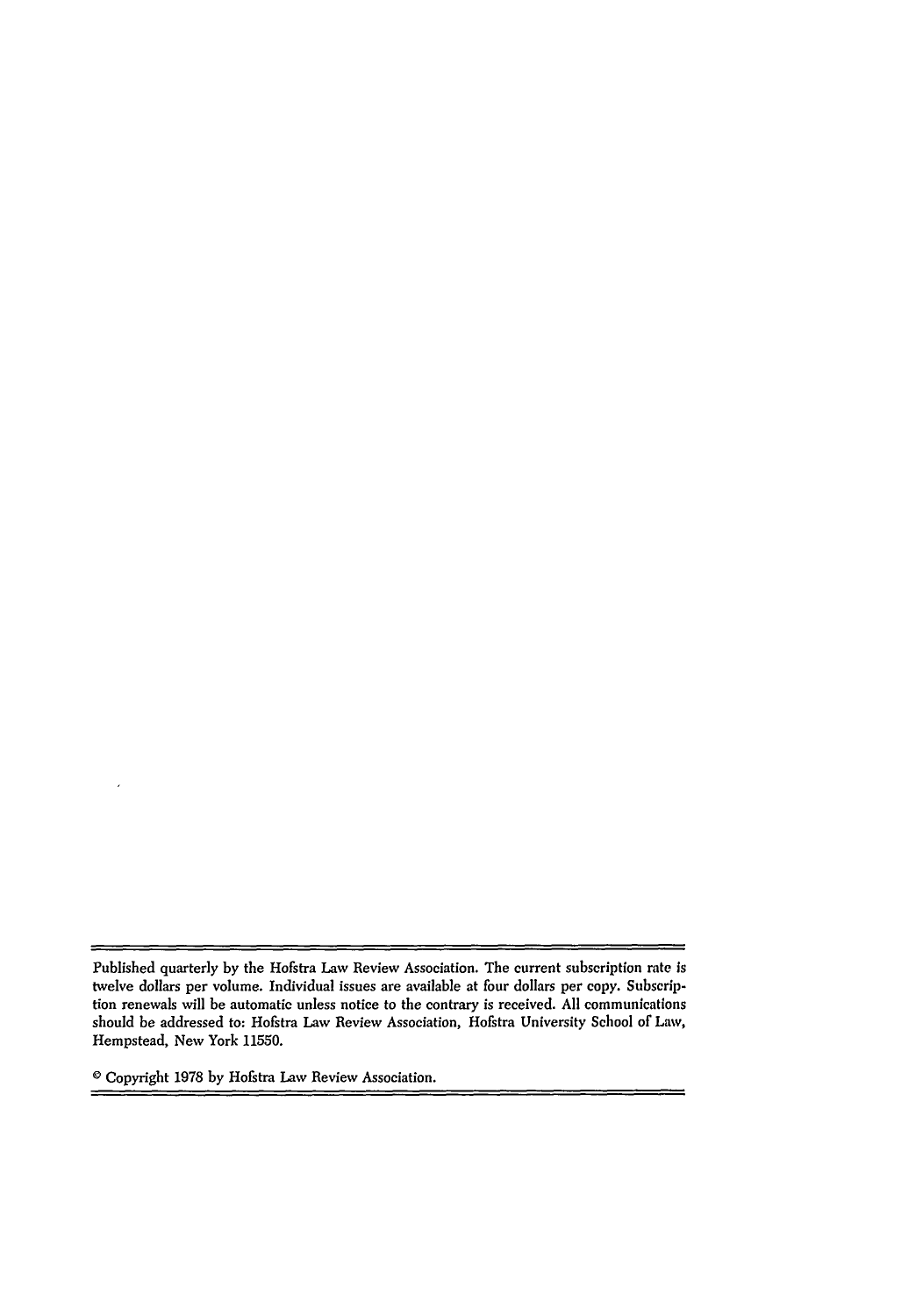Published quarterly by the Hofstra Law Review Association. The current subscription rate is twelve dollars per volume. Individual issues are available at four dollars per copy. Subscription renewals will be automatic unless notice to the contrary is received. All communications should be addressed to: Hofstra Law Review Association, Hofstra University School of Law, Hempstead, New York 11550.

© Copyright 1978 by Hofstra Law Review Association.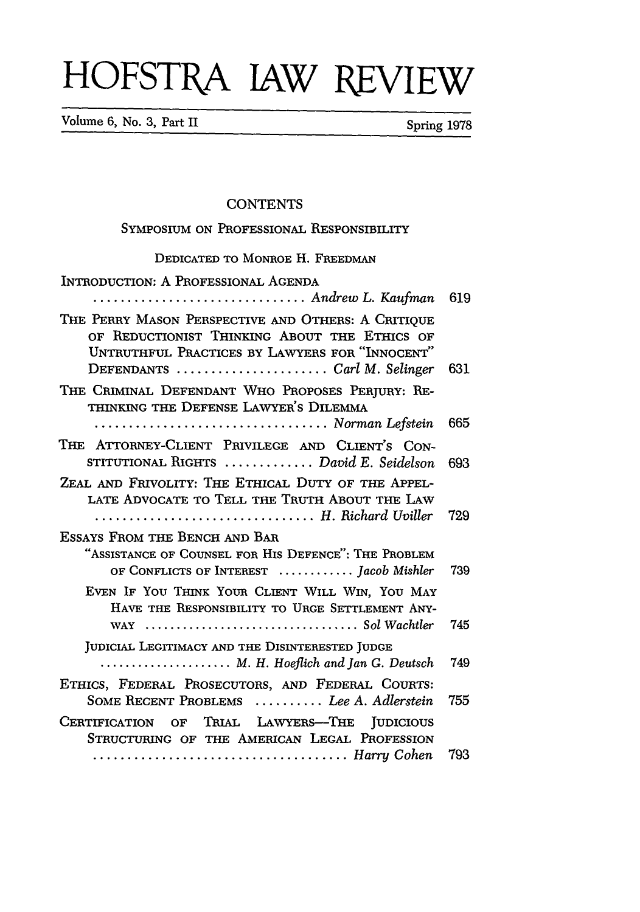# HOFSTRA LAW REVIEW

Volume 6, No. 3, Part II — Spring 1978

## CONTENTS

### SYMPOSIUM ON PROFESSIONAL RESPONSIBILITY

DEDICATED TO MONROE H. FREEDMAN

INTRODUCTION: A PROFESSIONAL AGENDA ............................... *Andrew L. Kaufman* 619

THE PERRY MASON PERSPECTIVE AND OTHERS: A CRITIQUE OF REDUCTIONIST THINKING ABOUT THE ETHICS OF UNTRUTHFUL PRACTICES BY LAWYERS FOR "INNOCENT" DEFENDANTS ...................... *Carl M. Selinger* 631

THE CRIMINAL DEFENDANT WHO PROPOSES PERJURY: RETHINKING THE DEFENSE LAWYER'S DILEMMA ................................. *Norman Lefstein* 665

THE ATTORNEY-CLIENT PRIVILEGE AND CLIENT'S CONSTITUTIONAL RIGHTS ............ *David E. Seidelson* 693

ZEAL AND FRIVOLITY: THE ETHICAL DUTY OF THE APPELLATE ADVOCATE TO TELL THE TRUTH ABOUT THE LAW ............................... *H. Richard Uviller* 729

ESSAYS FROM THE BENCH AND BAR

"ASSISTANCE OF COUNSEL FOR HIS DEFENCE": THE PROBLEM OF CONFLICTS OF INTEREST ........... *Jacob Mishler* 739

EVEN IF YOU THINK YOUR CLIENT WILL WIN, YOU MAY HAVE THE RESPONSIBILITY TO URGE SETTLEMENT ANYWAY ................................. *Sol Wachtler* 745

JUDICIAL LEGITIMACY AND THE DISINTERESTED JUDGE .................... *M. H. Hoeflich and Jan G. Deutsch* 749

ETHICS, FEDERAL PROSECUTORS, AND FEDERAL COURTS: SOME RECENT PROBLEMS .......... *Lee A. Adlerstein* 755

CERTIFICATION OF TRIAL LAWYERS—THE JUDICIOUS STRUCTURING OF THE AMERICAN LEGAL PROFESSION .................................... *Harry Cohen* 793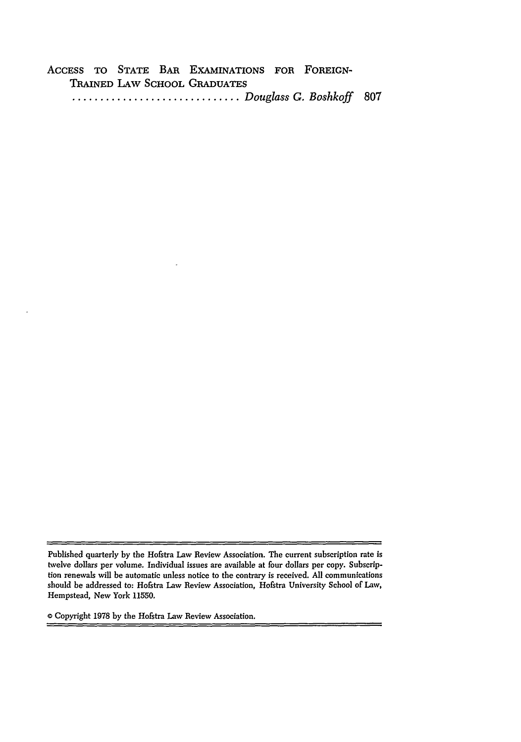ACCESS TO STATE BAR EXAMINATIONS FOR FOREIGN-TRAINED LAW SCHOOL GRADUATES .............................. *Douglass G. Boshkoff* 807

---

Published quarterly by the Hofstra Law Review Association. The current subscription rate is twelve dollars per volume. Individual issues are available at four dollars per copy. Subscription renewals will be automatic unless notice to the contrary is received. All communications should be addressed to: Hofstra Law Review Association, Hofstra University School of Law, Hempstead, New York 11550.

© Copyright 1978 by the Hofstra Law Review Association.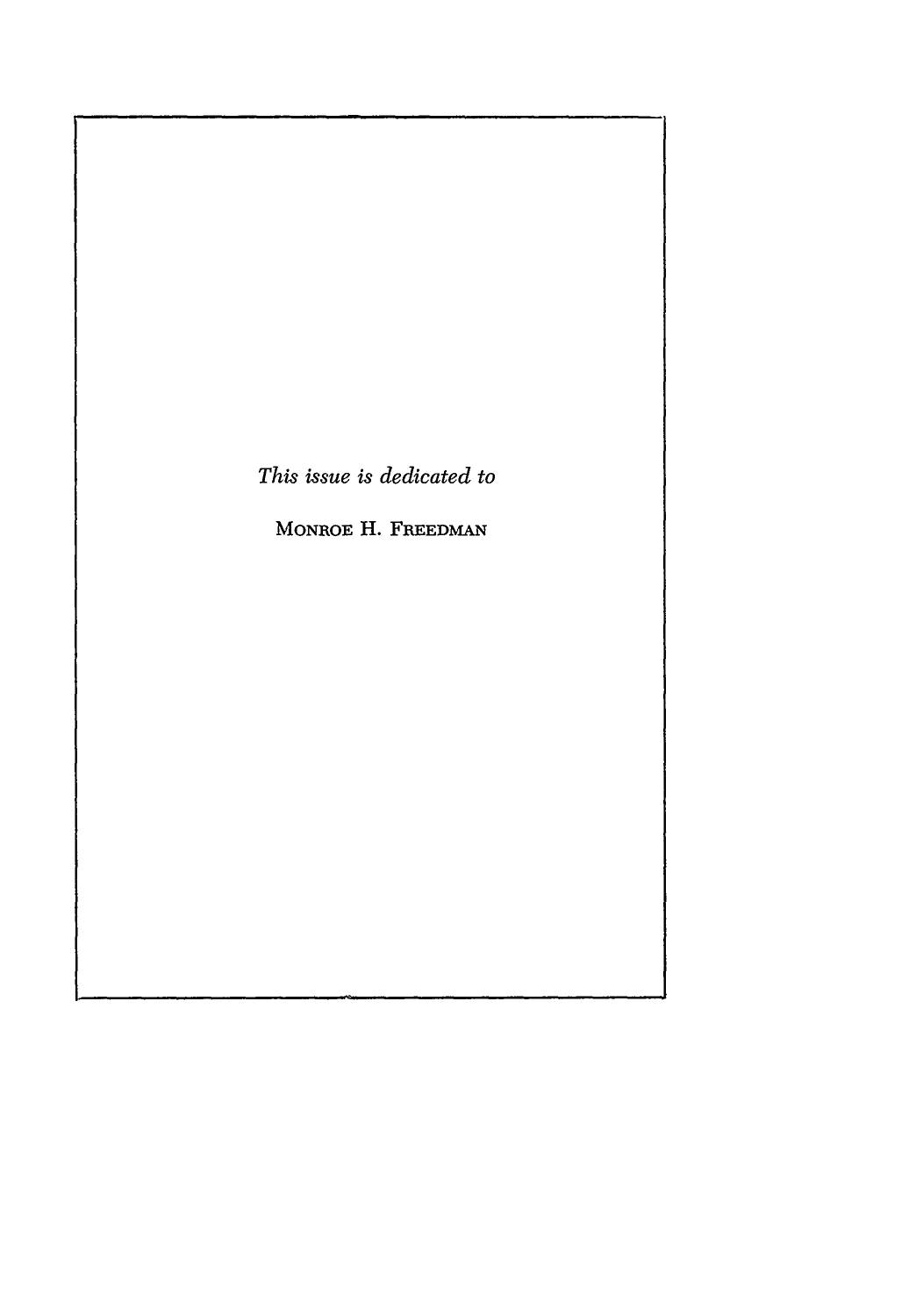*This issue is dedicated to*

MONROE H. FREEDMAN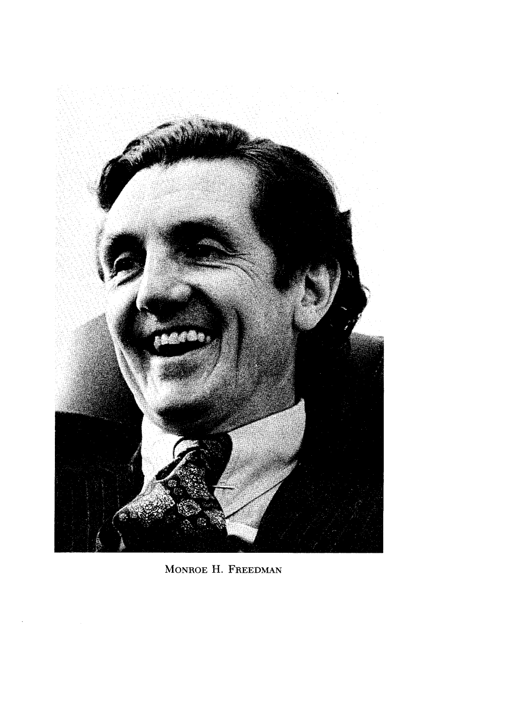MONROE H. FREEDMAN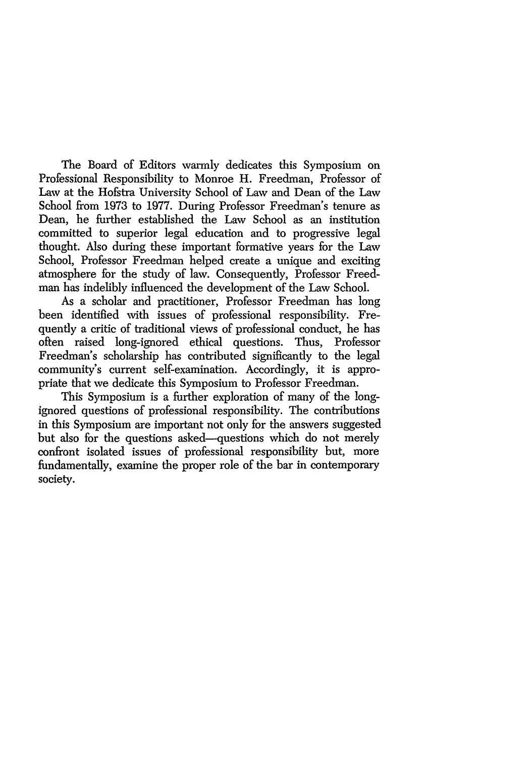The Board of Editors warmly dedicates this Symposium on Professional Responsibility to Monroe H. Freedman, Professor of Law at the Hofstra University School of Law and Dean of the Law School from 1973 to 1977. During Professor Freedman's tenure as Dean, he further established the Law School as an institution committed to superior legal education and to progressive legal thought. Also during these important formative years for the Law School, Professor Freedman helped create a unique and exciting atmosphere for the study of law. Consequently, Professor Freedman has indelibly influenced the development of the Law School.

As a scholar and practitioner, Professor Freedman has long been identified with issues of professional responsibility. Frequently a critic of traditional views of professional conduct, he has often raised long-ignored ethical questions. Thus, Professor Freedman's scholarship has contributed significantly to the legal community's current self-examination. Accordingly, it is appropriate that we dedicate this Symposium to Professor Freedman.

This Symposium is a further exploration of many of the long-ignored questions of professional responsibility. The contributions in this Symposium are important not only for the answers suggested but also for the questions asked—questions which do not merely confront isolated issues of professional responsibility but, more fundamentally, examine the proper role of the bar in contemporary society.